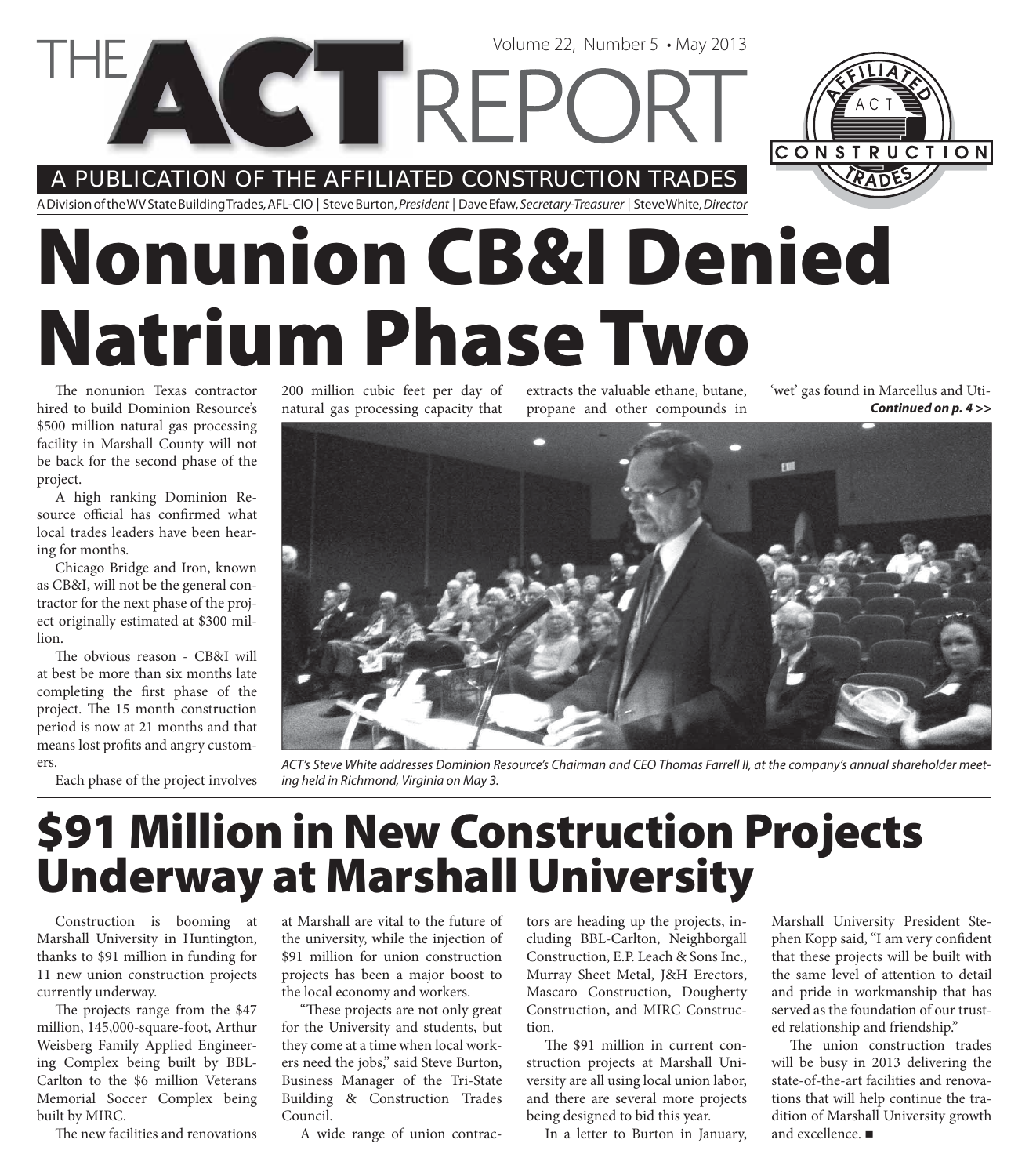# THE ACT REPORT

Volume 22, Number 5 • May 2013

A PUBLICATION OF THE AFFILIATED CONSTRUCTION TRADES

A Division of the WV State Building Trades, AFL-CIO | Steve Burton, *President* | Dave Efaw, *Secretary-Treasurer* | Steve White, *Director*

# Nonunion CB&I Denied Natrium Phase Two

The nonunion Texas contractor hired to build Dominion Resource's $500 million natural gas processing facility in Marshall County will not be back for the second phase of the project.

A high ranking Dominion Resource official has confirmed what local trades leaders have been hearing for months.

Chicago Bridge and Iron, known as CB&I, will not be the general contractor for the next phase of the project originally estimated at $300 million.

The obvious reason - CB&I will at best be more than six months late completing the first phase of the project. The 15 month construction period is now at 21 months and that means lost profits and angry customers.

Each phase of the project involves 200 million cubic feet per day of natural gas processing capacity that extracts the valuable ethane, butane, propane and other compounds in 'wet' gas found in Marcellus and Uti-

***Continued on p. 4 >>***

*ACT's Steve White addresses Dominion Resource's Chairman and CEO Thomas Farrell II, at the company's annual shareholder meeting held in Richmond, Virginia on May 3.*

# $91 Million in New Construction Projects Underway at Marshall University

Construction is booming at Marshall University in Huntington, thanks to $91 million in funding for 11 new union construction projects currently underway.

The projects range from the $47 million, 145,000-square-foot, Arthur Weisberg Family Applied Engineering Complex being built by BBL-Carlton to the $6 million Veterans Memorial Soccer Complex being built by MIRC.

The new facilities and renovations at Marshall are vital to the future of the university, while the injection of $91 million for union construction projects has been a major boost to the local economy and workers.

"These projects are not only great for the University and students, but they come at a time when local workers need the jobs," said Steve Burton, Business Manager of the Tri-State Building & Construction Trades Council.

A wide range of union contractors are heading up the projects, including BBL-Carlton, Neighborgall Construction, E.P. Leach & Sons Inc., Murray Sheet Metal, J&H Erectors, Mascaro Construction, Dougherty Construction, and MIRC Construction.

The $91 million in current construction projects at Marshall University are all using local union labor, and there are several more projects being designed to bid this year.

In a letter to Burton in January, Marshall University President Stephen Kopp said, "I am very confident that these projects will be built with the same level of attention to detail and pride in workmanship that has served as the foundation of our trusted relationship and friendship."

The union construction trades will be busy in 2013 delivering the state-of-the-art facilities and renovations that will help continue the tradition of Marshall University growth and excellence. ■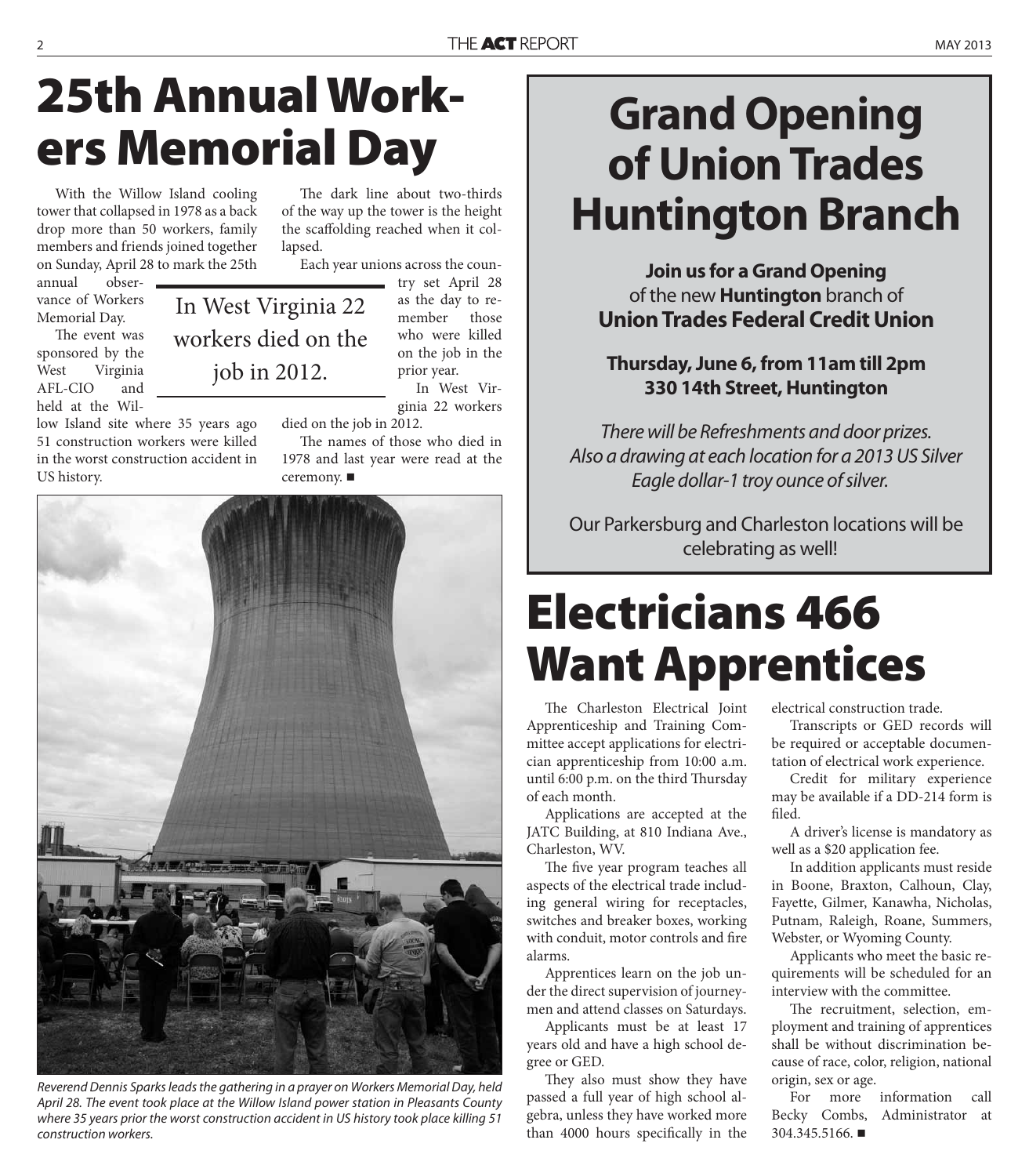# 25th Annual Workers Memorial Day

With the Willow Island cooling tower that collapsed in 1978 as a back drop more than 50 workers, family members and friends joined together on Sunday, April 28 to mark the 25th annual observance of Workers Memorial Day.

The event was sponsored by the West Virginia AFL-CIO and held at the Willow Island site where 35 years ago 51 construction workers were killed in the worst construction accident in US history.

The dark line about two-thirds of the way up the tower is the height the scaffolding reached when it collapsed.

Each year unions across the country set April 28 as the day to remember those who were killed on the job in the prior year.

In West Virginia 22 workers died on the job in 2012.

> In West Virginia 22 workers died on the job in 2012.

The names of those who died in 1978 and last year were read at the ceremony. ■

*Reverend Dennis Sparks leads the gathering in a prayer on Workers Memorial Day, held April 28. The event took place at the Willow Island power station in Pleasants County where 35 years prior the worst construction accident in US history took place killing 51 construction workers.*

# Grand Opening of Union Trades Huntington Branch

**Join us for a Grand Opening** of the new **Huntington** branch of **Union Trades Federal Credit Union**

**Thursday, June 6, from 11am till 2pm**
**330 14th Street, Huntington**

*There will be Refreshments and door prizes. Also a drawing at each location for a 2013 US Silver Eagle dollar-1 troy ounce of silver.*

Our Parkersburg and Charleston locations will be celebrating as well!

# Electricians 466 Want Apprentices

The Charleston Electrical Joint Apprenticeship and Training Committee accept applications for electrician apprenticeship from 10:00 a.m. until 6:00 p.m. on the third Thursday of each month.

Applications are accepted at the JATC Building, at 810 Indiana Ave., Charleston, WV.

The five year program teaches all aspects of the electrical trade including general wiring for receptacles, switches and breaker boxes, working with conduit, motor controls and fire alarms.

Apprentices learn on the job under the direct supervision of journeymen and attend classes on Saturdays.

Applicants must be at least 17 years old and have a high school degree or GED.

They also must show they have passed a full year of high school algebra, unless they have worked more than 4000 hours specifically in the electrical construction trade.

Transcripts or GED records will be required or acceptable documentation of electrical work experience.

Credit for military experience may be available if a DD-214 form is filed.

A driver's license is mandatory as well as a $20 application fee.

In addition applicants must reside in Boone, Braxton, Calhoun, Clay, Fayette, Gilmer, Kanawha, Nicholas, Putnam, Raleigh, Roane, Summers, Webster, or Wyoming County.

Applicants who meet the basic requirements will be scheduled for an interview with the committee.

The recruitment, selection, employment and training of apprentices shall be without discrimination because of race, color, religion, national origin, sex or age.

For more information call Becky Combs, Administrator at 304.345.5166. ■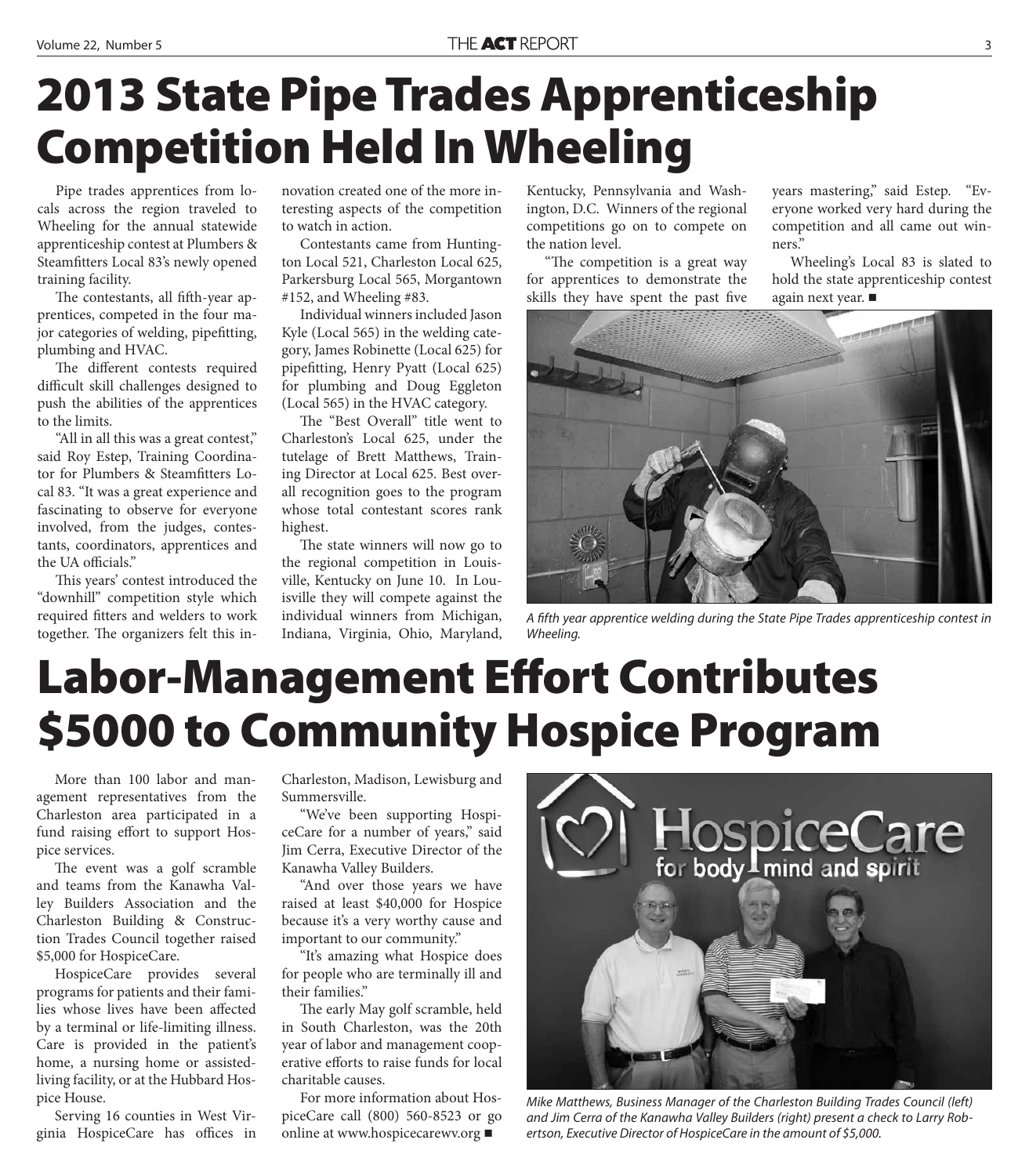# 2013 State Pipe Trades Apprenticeship Competition Held In Wheeling

Pipe trades apprentices from locals across the region traveled to Wheeling for the annual statewide apprenticeship contest at Plumbers & Steamfitters Local 83's newly opened training facility.

The contestants, all fifth-year apprentices, competed in the four major categories of welding, pipefitting, plumbing and HVAC.

The different contests required difficult skill challenges designed to push the abilities of the apprentices to the limits.

"All in all this was a great contest," said Roy Estep, Training Coordinator for Plumbers & Steamfitters Local 83. "It was a great experience and fascinating to observe for everyone involved, from the judges, contestants, coordinators, apprentices and the UA officials."

This years' contest introduced the "downhill" competition style which required fitters and welders to work together. The organizers felt this innovation created one of the more interesting aspects of the competition to watch in action.

Contestants came from Huntington Local 521, Charleston Local 625, Parkersburg Local 565, Morgantown #152, and Wheeling #83.

Individual winners included Jason Kyle (Local 565) in the welding category, James Robinette (Local 625) for pipefitting, Henry Pyatt (Local 625) for plumbing and Doug Eggleton (Local 565) in the HVAC category.

The "Best Overall" title went to Charleston's Local 625, under the tutelage of Brett Matthews, Training Director at Local 625. Best overall recognition goes to the program whose total contestant scores rank highest.

The state winners will now go to the regional competition in Louisville, Kentucky on June 10. In Louisville they will compete against the individual winners from Michigan, Indiana, Virginia, Ohio, Maryland, Kentucky, Pennsylvania and Washington, D.C. Winners of the regional competitions go on to compete on the nation level.

"The competition is a great way for apprentices to demonstrate the skills they have spent the past five years mastering," said Estep. "Everyone worked very hard during the competition and all came out winners."

Wheeling's Local 83 is slated to hold the state apprenticeship contest again next year. ■

*A fifth year apprentice welding during the State Pipe Trades apprenticeship contest in Wheeling.*

# Labor-Management Effort Contributes $5000 to Community Hospice Program

More than 100 labor and management representatives from the Charleston area participated in a fund raising effort to support Hospice services.

The event was a golf scramble and teams from the Kanawha Valley Builders Association and the Charleston Building & Construction Trades Council together raised $5,000 for HospiceCare.

HospiceCare provides several programs for patients and their families whose lives have been affected by a terminal or life-limiting illness. Care is provided in the patient's home, a nursing home or assisted-living facility, or at the Hubbard Hospice House.

Serving 16 counties in West Virginia HospiceCare has offices in Charleston, Madison, Lewisburg and Summersville.

"We've been supporting HospiceCare for a number of years," said Jim Cerra, Executive Director of the Kanawha Valley Builders.

"And over those years we have raised at least $40,000 for Hospice because it's a very worthy cause and important to our community."

"It's amazing what Hospice does for people who are terminally ill and their families."

The early May golf scramble, held in South Charleston, was the 20th year of labor and management cooperative efforts to raise funds for local charitable causes.

For more information about HospiceCare call (800) 560-8523 or go online at www.hospicecarewv.org ■

*Mike Matthews, Business Manager of the Charleston Building Trades Council (left) and Jim Cerra of the Kanawha Valley Builders (right) present a check to Larry Robertson, Executive Director of HospiceCare in the amount of $5,000.*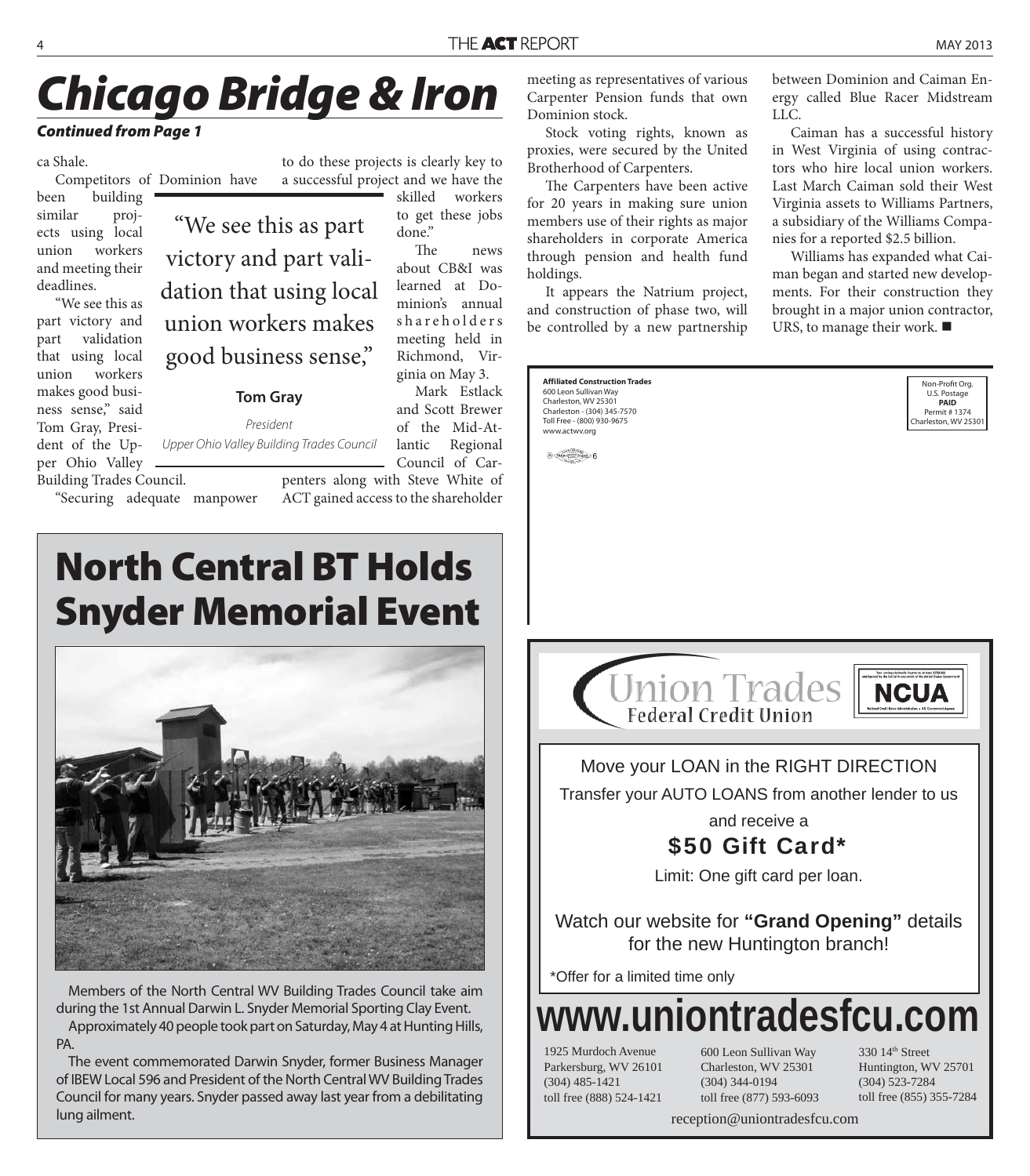# Chicago Bridge & Iron

***Continued from Page 1***

ca Shale.

Competitors of Dominion have been building similar projects using local union workers and meeting their deadlines.

"We see this as part victory and part validation that using local union workers makes good business sense," said Tom Gray, President of the Upper Ohio Valley Building Trades Council.

"Securing adequate manpower to do these projects is clearly key to a successful project and we have the skilled workers to get these jobs done."

> "We see this as part victory and part validation that using local union workers makes good business sense,"
>
> **Tom Gray**
>
> *President*
>
> *Upper Ohio Valley Building Trades Council*

The news about CB&I was learned at Dominion's annual shareholders meeting held in Richmond, Virginia on May 3.

Mark Estlack and Scott Brewer of the Mid-Atlantic Regional Council of Carpenters along with Steve White of ACT gained access to the shareholder meeting as representatives of various Carpenter Pension funds that own Dominion stock.

Stock voting rights, known as proxies, were secured by the United Brotherhood of Carpenters.

The Carpenters have been active for 20 years in making sure union members use of their rights as major shareholders in corporate America through pension and health fund holdings.

It appears the Natrium project, and construction of phase two, will be controlled by a new partnership between Dominion and Caiman Energy called Blue Racer Midstream LLC.

Caiman has a successful history in West Virginia of using contractors who hire local union workers. Last March Caiman sold their West Virginia assets to Williams Partners, a subsidiary of the Williams Companies for a reported $2.5 billion.

Williams has expanded what Caiman began and started new developments. For their construction they brought in a major union contractor, URS, to manage their work. ■

**Affiliated Construction Trades**
600 Leon Sullivan Way
Charleston, WV 25301
Charleston - (304) 345-7570
Toll Free - (800) 930-9675
www.actwv.org

Non-Profit Org.
U.S. Postage
**PAID**
Permit # 1374
Charleston, WV 25301

# North Central BT Holds Snyder Memorial Event

Members of the North Central WV Building Trades Council take aim during the 1st Annual Darwin L. Snyder Memorial Sporting Clay Event.

Approximately 40 people took part on Saturday, May 4 at Hunting Hills, PA.

The event commemorated Darwin Snyder, former Business Manager of IBEW Local 596 and President of the North Central WV Building Trades Council for many years. Snyder passed away last year from a debilitating lung ailment.

**Union Trades Federal Credit Union**

NCUA

Move your LOAN in the RIGHT DIRECTION

Transfer your AUTO LOANS from another lender to us and receive a

**$50 Gift Card***

Limit: One gift card per loan.

Watch our website for **"Grand Opening"** details for the new Huntington branch!

*Offer for a limited time only

**www.uniontradesfcu.com**

1925 Murdoch Avenue
Parkersburg, WV 26101
(304) 485-1421
toll free (888) 524-1421

600 Leon Sullivan Way
Charleston, WV 25301
(304) 344-0194
toll free (877) 593-6093

330 14th Street
Huntington, WV 25701
(304) 523-7284
toll free (855) 355-7284

reception@uniontradesfcu.com